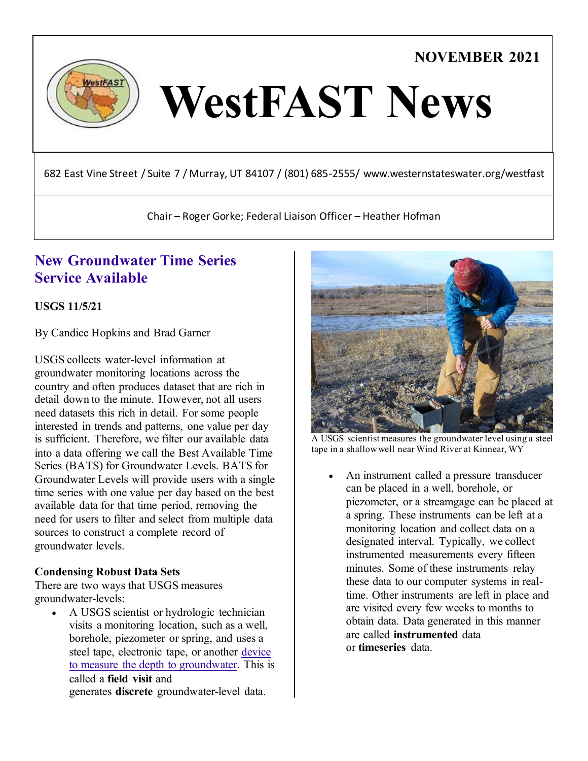NOVEMBER 2021

# WestFAST News

682 East Vine Street / Suite 7 / Murray, UT 84107 / (801) 685-2555/ www.westernstateswater.org/westfast

Chair – Roger Gorke; Federal Liaison Officer – Heather Hofman

## New Groundwater Time Series Service Available

**USGS 11/5/21**

By Candice Hopkins and Brad Garner

USGS collects water-level information at groundwater monitoring locations across the country and often produces dataset that are rich in detail down to the minute. However, not all users need datasets this rich in detail. For some people interested in trends and patterns, one value per day is sufficient. Therefore, we filter our available data into a data offering we call the Best Available Time Series (BATS) for Groundwater Levels. BATS for Groundwater Levels will provide users with a single time series with one value per day based on the best available data for that time period, removing the need for users to filter and select from multiple data sources to construct a complete record of groundwater levels.

### Condensing Robust Data Sets

There are two ways that USGS measures groundwater-levels:

- A USGS scientist or hydrologic technician visits a monitoring location, such as a well, borehole, piezometer or spring, and uses a steel tape, electronic tape, or another device to measure the depth to groundwater. This is called a **field visit** and generates **discrete** groundwater-level data.

A USGS scientist measures the groundwater level using a steel tape in a shallow well near Wind River at Kinnear, WY

- An instrument called a pressure transducer can be placed in a well, borehole, or piezometer, or a streamgage can be placed at a spring. These instruments can be left at a monitoring location and collect data on a designated interval. Typically, we collect instrumented measurements every fifteen minutes. Some of these instruments relay these data to our computer systems in real-time. Other instruments are left in place and are visited every few weeks to months to obtain data. Data generated in this manner are called **instrumented** data or **timeseries** data.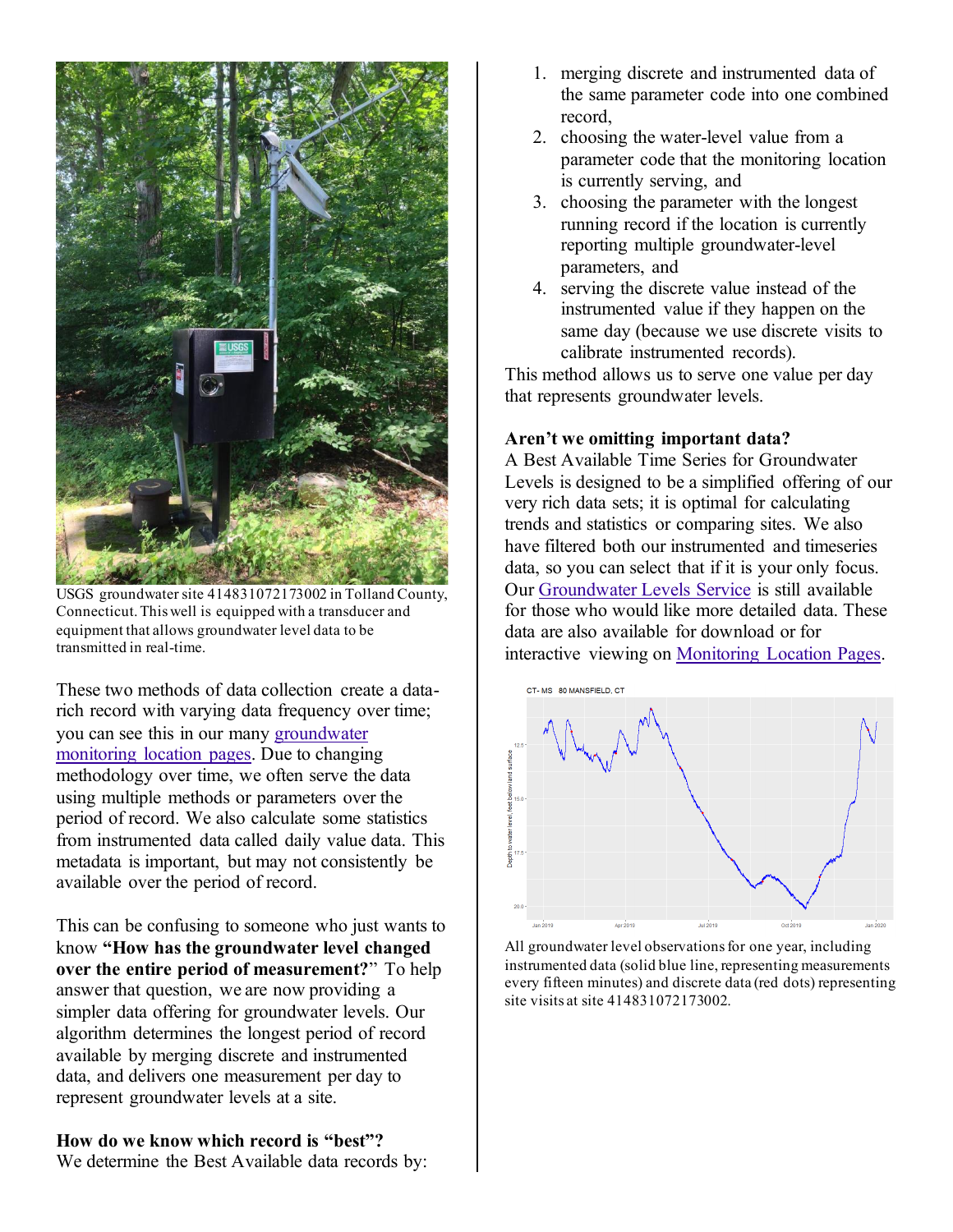USGS groundwater site 414831072173002 in Tolland County, Connecticut. This well is equipped with a transducer and equipment that allows groundwater level data to be transmitted in real-time.

These two methods of data collection create a data-rich record with varying data frequency over time; you can see this in our many groundwater monitoring location pages. Due to changing methodology over time, we often serve the data using multiple methods or parameters over the period of record. We also calculate some statistics from instrumented data called daily value data. This metadata is important, but may not consistently be available over the period of record.

This can be confusing to someone who just wants to know **"How has the groundwater level changed over the entire period of measurement?"** To help answer that question, we are now providing a simpler data offering for groundwater levels. Our algorithm determines the longest period of record available by merging discrete and instrumented data, and delivers one measurement per day to represent groundwater levels at a site.

**How do we know which record is "best"?**
We determine the Best Available data records by:

1. merging discrete and instrumented data of the same parameter code into one combined record,
2. choosing the water-level value from a parameter code that the monitoring location is currently serving, and
3. choosing the parameter with the longest running record if the location is currently reporting multiple groundwater-level parameters, and
4. serving the discrete value instead of the instrumented value if they happen on the same day (because we use discrete visits to calibrate instrumented records).

This method allows us to serve one value per day that represents groundwater levels.

**Aren't we omitting important data?**
A Best Available Time Series for Groundwater Levels is designed to be a simplified offering of our very rich data sets; it is optimal for calculating trends and statistics or comparing sites. We also have filtered both our instrumented and timeseries data, so you can select that if it is your only focus. Our Groundwater Levels Service is still available for those who would like more detailed data. These data are also available for download or for interactive viewing on Monitoring Location Pages.

All groundwater level observations for one year, including instrumented data (solid blue line, representing measurements every fifteen minutes) and discrete data (red dots) representing site visits at site 414831072173002.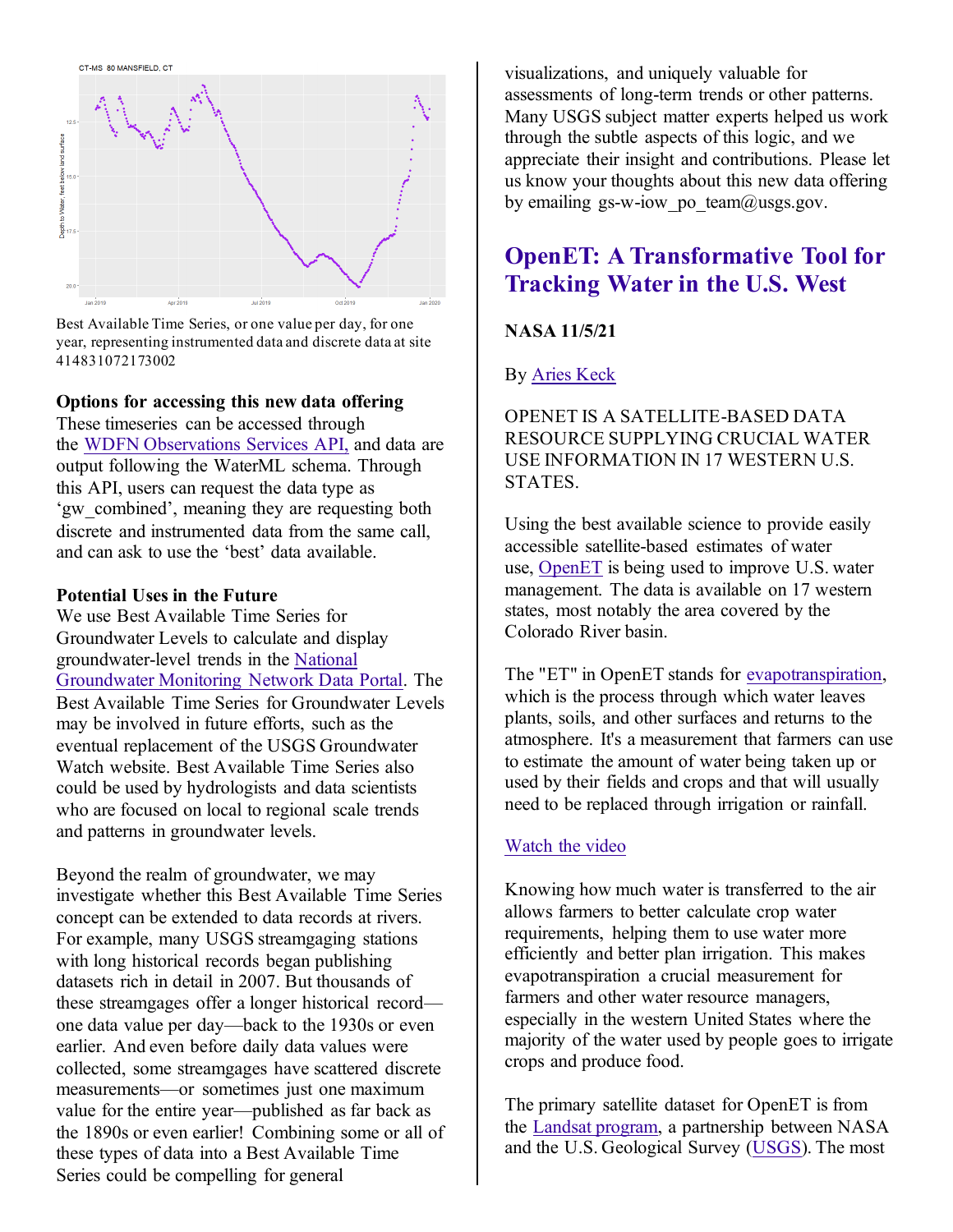Best Available Time Series, or one value per day, for one year, representing instrumented data and discrete data at site 414831072173002

**Options for accessing this new data offering**
These timeseries can be accessed through the WDFN Observations Services API, and data are output following the WaterML schema. Through this API, users can request the data type as 'gw_combined', meaning they are requesting both discrete and instrumented data from the same call, and can ask to use the 'best' data available.

**Potential Uses in the Future**
We use Best Available Time Series for Groundwater Levels to calculate and display groundwater-level trends in the National Groundwater Monitoring Network Data Portal. The Best Available Time Series for Groundwater Levels may be involved in future efforts, such as the eventual replacement of the USGS Groundwater Watch website. Best Available Time Series also could be used by hydrologists and data scientists who are focused on local to regional scale trends and patterns in groundwater levels.

Beyond the realm of groundwater, we may investigate whether this Best Available Time Series concept can be extended to data records at rivers. For example, many USGS streamgaging stations with long historical records began publishing datasets rich in detail in 2007. But thousands of these streamgages offer a longer historical record—one data value per day—back to the 1930s or even earlier. And even before daily data values were collected, some streamgages have scattered discrete measurements—or sometimes just one maximum value for the entire year—published as far back as the 1890s or even earlier! Combining some or all of these types of data into a Best Available Time Series could be compelling for general visualizations, and uniquely valuable for assessments of long-term trends or other patterns. Many USGS subject matter experts helped us work through the subtle aspects of this logic, and we appreciate their insight and contributions. Please let us know your thoughts about this new data offering by emailing gs-w-iow_po_team@usgs.gov.

## OpenET: A Transformative Tool for Tracking Water in the U.S. West

**NASA 11/5/21**

By Aries Keck

OPENET IS A SATELLITE-BASED DATA RESOURCE SUPPLYING CRUCIAL WATER USE INFORMATION IN 17 WESTERN U.S. STATES.

Using the best available science to provide easily accessible satellite-based estimates of water use, OpenET is being used to improve U.S. water management. The data is available on 17 western states, most notably the area covered by the Colorado River basin.

The "ET" in OpenET stands for evapotranspiration, which is the process through which water leaves plants, soils, and other surfaces and returns to the atmosphere. It's a measurement that farmers can use to estimate the amount of water being taken up or used by their fields and crops and that will usually need to be replaced through irrigation or rainfall.

Watch the video

Knowing how much water is transferred to the air allows farmers to better calculate crop water requirements, helping them to use water more efficiently and better plan irrigation. This makes evapotranspiration a crucial measurement for farmers and other water resource managers, especially in the western United States where the majority of the water used by people goes to irrigate crops and produce food.

The primary satellite dataset for OpenET is from the Landsat program, a partnership between NASA and the U.S. Geological Survey (USGS). The most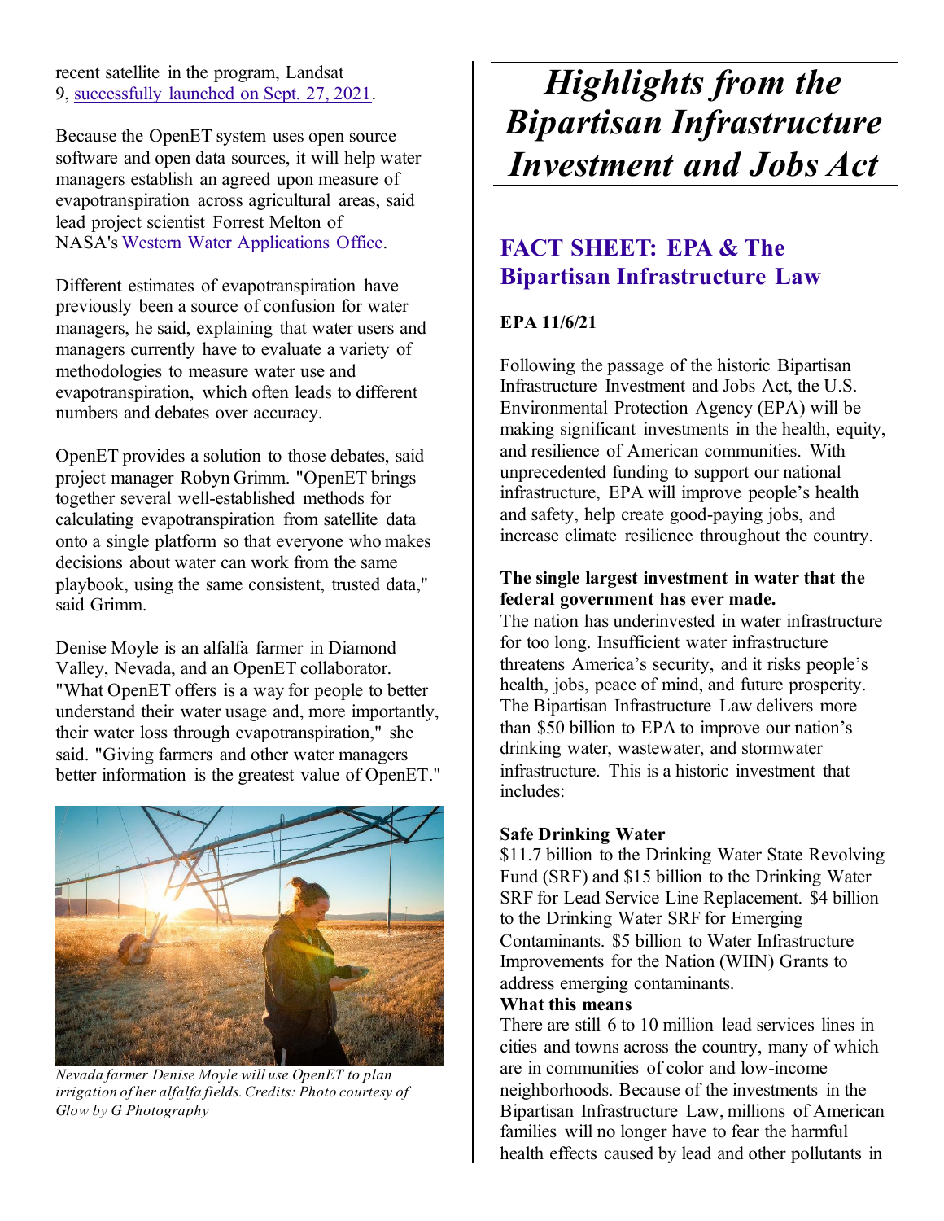recent satellite in the program, Landsat 9, [successfully launched on Sept. 27, 2021](successfully launched on Sept. 27, 2021).

Because the OpenET system uses open source software and open data sources, it will help water managers establish an agreed upon measure of evapotranspiration across agricultural areas, said lead project scientist Forrest Melton of NASA's Western Water Applications Office.

Different estimates of evapotranspiration have previously been a source of confusion for water managers, he said, explaining that water users and managers currently have to evaluate a variety of methodologies to measure water use and evapotranspiration, which often leads to different numbers and debates over accuracy.

OpenET provides a solution to those debates, said project manager Robyn Grimm. "OpenET brings together several well-established methods for calculating evapotranspiration from satellite data onto a single platform so that everyone who makes decisions about water can work from the same playbook, using the same consistent, trusted data," said Grimm.

Denise Moyle is an alfalfa farmer in Diamond Valley, Nevada, and an OpenET collaborator. "What OpenET offers is a way for people to better understand their water usage and, more importantly, their water loss through evapotranspiration," she said. "Giving farmers and other water managers better information is the greatest value of OpenET."

*Nevada farmer Denise Moyle will use OpenET to plan irrigation of her alfalfa fields. Credits: Photo courtesy of Glow by G Photography*

# *Highlights from the Bipartisan Infrastructure Investment and Jobs Act*

## FACT SHEET: EPA & The Bipartisan Infrastructure Law

**EPA 11/6/21**

Following the passage of the historic Bipartisan Infrastructure Investment and Jobs Act, the U.S. Environmental Protection Agency (EPA) will be making significant investments in the health, equity, and resilience of American communities. With unprecedented funding to support our national infrastructure, EPA will improve people's health and safety, help create good-paying jobs, and increase climate resilience throughout the country.

**The single largest investment in water that the federal government has ever made.**

The nation has underinvested in water infrastructure for too long. Insufficient water infrastructure threatens America's security, and it risks people's health, jobs, peace of mind, and future prosperity. The Bipartisan Infrastructure Law delivers more than $50 billion to EPA to improve our nation's drinking water, wastewater, and stormwater infrastructure. This is a historic investment that includes:

**Safe Drinking Water**

$11.7 billion to the Drinking Water State Revolving Fund (SRF) and $15 billion to the Drinking Water SRF for Lead Service Line Replacement. $4 billion to the Drinking Water SRF for Emerging Contaminants. $5 billion to Water Infrastructure Improvements for the Nation (WIIN) Grants to address emerging contaminants.

**What this means**

There are still 6 to 10 million lead services lines in cities and towns across the country, many of which are in communities of color and low-income neighborhoods. Because of the investments in the Bipartisan Infrastructure Law, millions of American families will no longer have to fear the harmful health effects caused by lead and other pollutants in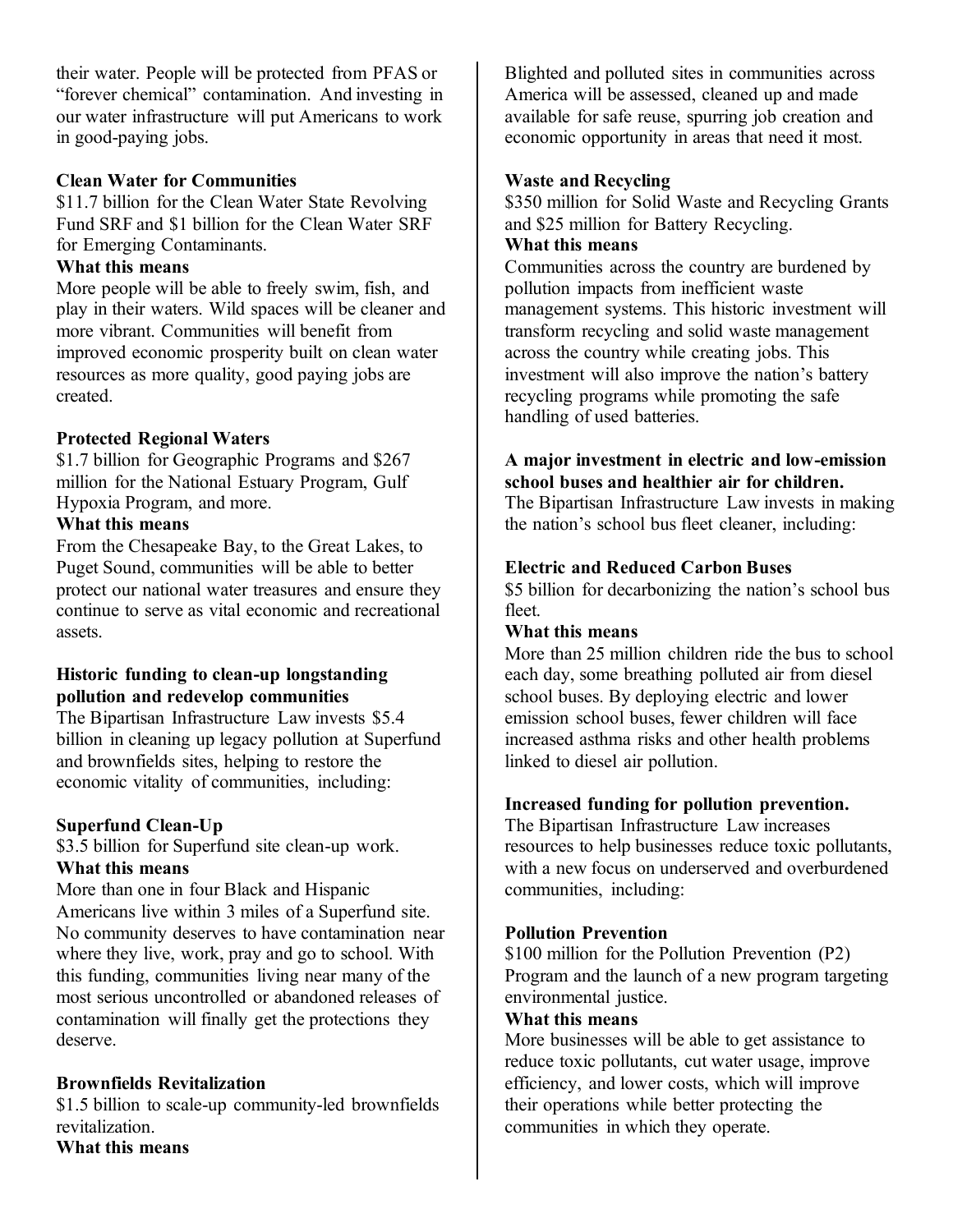their water. People will be protected from PFAS or "forever chemical" contamination. And investing in our water infrastructure will put Americans to work in good-paying jobs.

**Clean Water for Communities**

$11.7 billion for the Clean Water State Revolving Fund SRF and $1 billion for the Clean Water SRF for Emerging Contaminants.

**What this means**

More people will be able to freely swim, fish, and play in their waters. Wild spaces will be cleaner and more vibrant. Communities will benefit from improved economic prosperity built on clean water resources as more quality, good paying jobs are created.

**Protected Regional Waters**

$1.7 billion for Geographic Programs and $267 million for the National Estuary Program, Gulf Hypoxia Program, and more.

**What this means**

From the Chesapeake Bay, to the Great Lakes, to Puget Sound, communities will be able to better protect our national water treasures and ensure they continue to serve as vital economic and recreational assets.

**Historic funding to clean-up longstanding pollution and redevelop communities**

The Bipartisan Infrastructure Law invests $5.4 billion in cleaning up legacy pollution at Superfund and brownfields sites, helping to restore the economic vitality of communities, including:

**Superfund Clean-Up**

$3.5 billion for Superfund site clean-up work.

**What this means**

More than one in four Black and Hispanic Americans live within 3 miles of a Superfund site. No community deserves to have contamination near where they live, work, pray and go to school. With this funding, communities living near many of the most serious uncontrolled or abandoned releases of contamination will finally get the protections they deserve.

**Brownfields Revitalization**

$1.5 billion to scale-up community-led brownfields revitalization.

**What this means**

Blighted and polluted sites in communities across America will be assessed, cleaned up and made available for safe reuse, spurring job creation and economic opportunity in areas that need it most.

**Waste and Recycling**

$350 million for Solid Waste and Recycling Grants and $25 million for Battery Recycling.

**What this means**

Communities across the country are burdened by pollution impacts from inefficient waste management systems. This historic investment will transform recycling and solid waste management across the country while creating jobs. This investment will also improve the nation's battery recycling programs while promoting the safe handling of used batteries.

**A major investment in electric and low-emission school buses and healthier air for children.**

The Bipartisan Infrastructure Law invests in making the nation's school bus fleet cleaner, including:

**Electric and Reduced Carbon Buses**

$5 billion for decarbonizing the nation's school bus fleet.

**What this means**

More than 25 million children ride the bus to school each day, some breathing polluted air from diesel school buses. By deploying electric and lower emission school buses, fewer children will face increased asthma risks and other health problems linked to diesel air pollution.

**Increased funding for pollution prevention.**

The Bipartisan Infrastructure Law increases resources to help businesses reduce toxic pollutants, with a new focus on underserved and overburdened communities, including:

**Pollution Prevention**

$100 million for the Pollution Prevention (P2) Program and the launch of a new program targeting environmental justice.

**What this means**

More businesses will be able to get assistance to reduce toxic pollutants, cut water usage, improve efficiency, and lower costs, which will improve their operations while better protecting the communities in which they operate.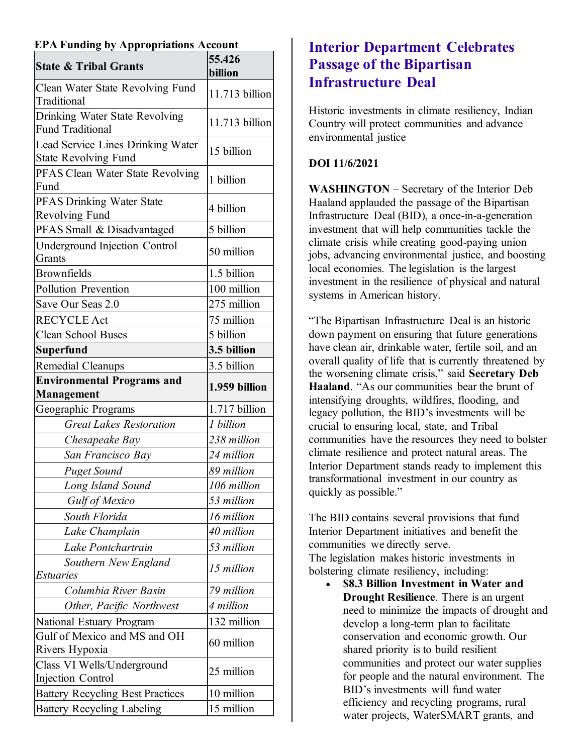**EPA Funding by Appropriations Account**

| **State & Tribal Grants** | **55.426 billion** |
|---|---|
| Clean Water State Revolving Fund Traditional | 11.713 billion |
| Drinking Water State Revolving Fund Traditional | 11.713 billion |
| Lead Service Lines Drinking Water State Revolving Fund | 15 billion |
| PFAS Clean Water State Revolving Fund | 1 billion |
| PFAS Drinking Water State Revolving Fund | 4 billion |
| PFAS Small & Disadvantaged | 5 billion |
| Underground Injection Control Grants | 50 million |
| Brownfields | 1.5 billion |
| Pollution Prevention | 100 million |
| Save Our Seas 2.0 | 275 million |
| RECYCLE Act | 75 million |
| Clean School Buses | 5 billion |
| **Superfund** | **3.5 billion** |
| Remedial Cleanups | 3.5 billion |
| **Environmental Programs and Management** | **1.959 billion** |
| Geographic Programs | 1.717 billion |
| *Great Lakes Restoration* | *1 billion* |
| *Chesapeake Bay* | *238 million* |
| *San Francisco Bay* | *24 million* |
| *Puget Sound* | *89 million* |
| *Long Island Sound* | *106 million* |
| *Gulf of Mexico* | *53 million* |
| *South Florida* | *16 million* |
| *Lake Champlain* | *40 million* |
| *Lake Pontchartrain* | *53 million* |
| *Southern New England Estuaries* | *15 million* |
| *Columbia River Basin* | *79 million* |
| *Other, Pacific Northwest* | *4 million* |
| National Estuary Program | 132 million |
| Gulf of Mexico and MS and OH Rivers Hypoxia | 60 million |
| Class VI Wells/Underground Injection Control | 25 million |
| Battery Recycling Best Practices | 10 million |
| Battery Recycling Labeling | 15 million |

## Interior Department Celebrates Passage of the Bipartisan Infrastructure Deal

Historic investments in climate resiliency, Indian Country will protect communities and advance environmental justice

**DOI 11/6/2021**

**WASHINGTON** – Secretary of the Interior Deb Haaland applauded the passage of the Bipartisan Infrastructure Deal (BID), a once-in-a-generation investment that will help communities tackle the climate crisis while creating good-paying union jobs, advancing environmental justice, and boosting local economies. The legislation is the largest investment in the resilience of physical and natural systems in American history.

"The Bipartisan Infrastructure Deal is an historic down payment on ensuring that future generations have clean air, drinkable water, fertile soil, and an overall quality of life that is currently threatened by the worsening climate crisis," said **Secretary Deb Haaland**. "As our communities bear the brunt of intensifying droughts, wildfires, flooding, and legacy pollution, the BID's investments will be crucial to ensuring local, state, and Tribal communities have the resources they need to bolster climate resilience and protect natural areas. The Interior Department stands ready to implement this transformational investment in our country as quickly as possible."

The BID contains several provisions that fund Interior Department initiatives and benefit the communities we directly serve.
The legislation makes historic investments in bolstering climate resiliency, including:

- **$8.3 Billion Investment in Water and Drought Resilience**. There is an urgent need to minimize the impacts of drought and develop a long-term plan to facilitate conservation and economic growth. Our shared priority is to build resilient communities and protect our water supplies for people and the natural environment. The BID's investments will fund water efficiency and recycling programs, rural water projects, WaterSMART grants, and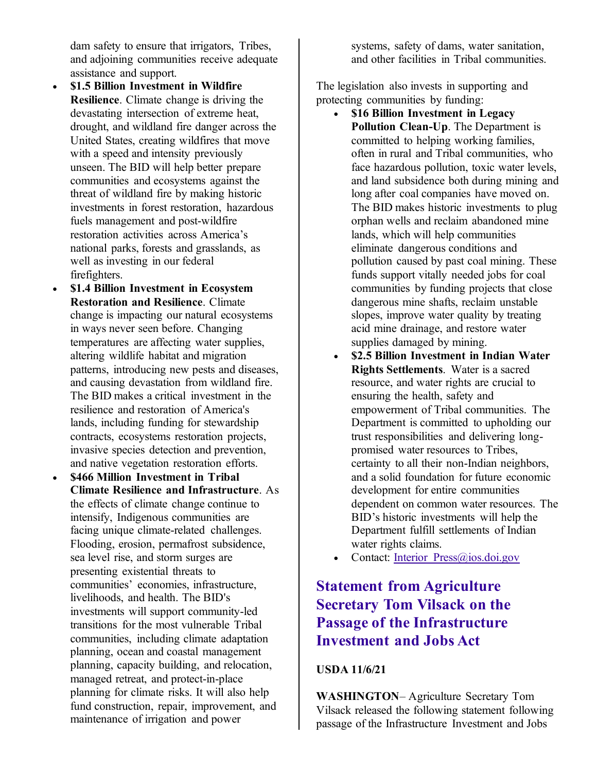dam safety to ensure that irrigators, Tribes, and adjoining communities receive adequate assistance and support.

- **$1.5 Billion Investment in Wildfire Resilience**. Climate change is driving the devastating intersection of extreme heat, drought, and wildland fire danger across the United States, creating wildfires that move with a speed and intensity previously unseen. The BID will help better prepare communities and ecosystems against the threat of wildland fire by making historic investments in forest restoration, hazardous fuels management and post-wildfire restoration activities across America's national parks, forests and grasslands, as well as investing in our federal firefighters.
- **$1.4 Billion Investment in Ecosystem Restoration and Resilience**. Climate change is impacting our natural ecosystems in ways never seen before. Changing temperatures are affecting water supplies, altering wildlife habitat and migration patterns, introducing new pests and diseases, and causing devastation from wildland fire. The BID makes a critical investment in the resilience and restoration of America's lands, including funding for stewardship contracts, ecosystems restoration projects, invasive species detection and prevention, and native vegetation restoration efforts.
- **$466 Million Investment in Tribal Climate Resilience and Infrastructure**. As the effects of climate change continue to intensify, Indigenous communities are facing unique climate-related challenges. Flooding, erosion, permafrost subsidence, sea level rise, and storm surges are presenting existential threats to communities' economies, infrastructure, livelihoods, and health. The BID's investments will support community-led transitions for the most vulnerable Tribal communities, including climate adaptation planning, ocean and coastal management planning, capacity building, and relocation, managed retreat, and protect-in-place planning for climate risks. It will also help fund construction, repair, improvement, and maintenance of irrigation and power systems, safety of dams, water sanitation, and other facilities in Tribal communities.

The legislation also invests in supporting and protecting communities by funding:

- **$16 Billion Investment in Legacy Pollution Clean-Up**. The Department is committed to helping working families, often in rural and Tribal communities, who face hazardous pollution, toxic water levels, and land subsidence both during mining and long after coal companies have moved on. The BID makes historic investments to plug orphan wells and reclaim abandoned mine lands, which will help communities eliminate dangerous conditions and pollution caused by past coal mining. These funds support vitally needed jobs for coal communities by funding projects that close dangerous mine shafts, reclaim unstable slopes, improve water quality by treating acid mine drainage, and restore water supplies damaged by mining.
- **$2.5 Billion Investment in Indian Water Rights Settlements**. Water is a sacred resource, and water rights are crucial to ensuring the health, safety and empowerment of Tribal communities. The Department is committed to upholding our trust responsibilities and delivering long-promised water resources to Tribes, certainty to all their non-Indian neighbors, and a solid foundation for future economic development for entire communities dependent on common water resources. The BID's historic investments will help the Department fulfill settlements of Indian water rights claims.
- Contact: Interior_Press@ios.doi.gov

## Statement from Agriculture Secretary Tom Vilsack on the Passage of the Infrastructure Investment and Jobs Act

**USDA 11/6/21**

**WASHINGTON**– Agriculture Secretary Tom Vilsack released the following statement following passage of the Infrastructure Investment and Jobs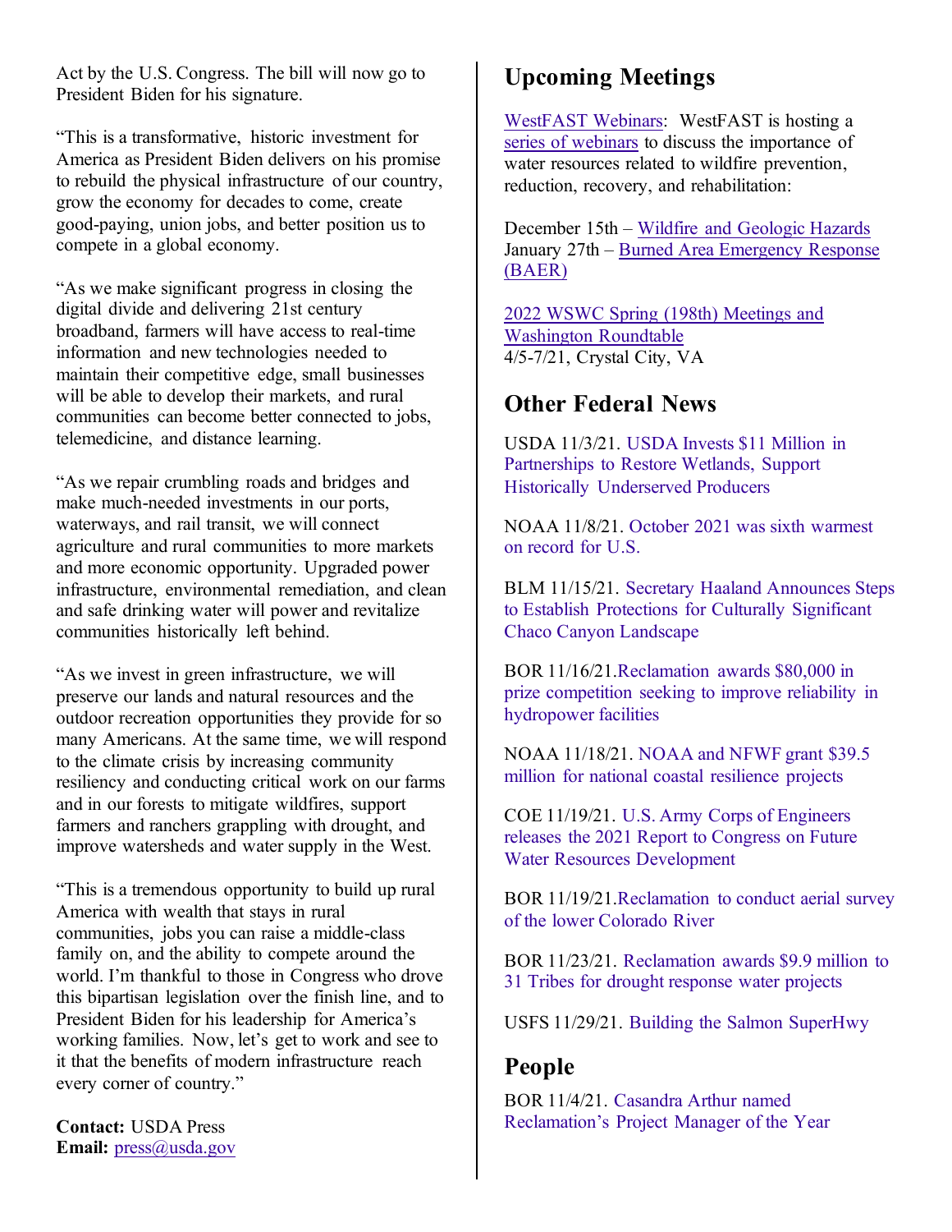Act by the U.S. Congress. The bill will now go to President Biden for his signature.

"This is a transformative, historic investment for America as President Biden delivers on his promise to rebuild the physical infrastructure of our country, grow the economy for decades to come, create good-paying, union jobs, and better position us to compete in a global economy.

"As we make significant progress in closing the digital divide and delivering 21st century broadband, farmers will have access to real-time information and new technologies needed to maintain their competitive edge, small businesses will be able to develop their markets, and rural communities can become better connected to jobs, telemedicine, and distance learning.

"As we repair crumbling roads and bridges and make much-needed investments in our ports, waterways, and rail transit, we will connect agriculture and rural communities to more markets and more economic opportunity. Upgraded power infrastructure, environmental remediation, and clean and safe drinking water will power and revitalize communities historically left behind.

"As we invest in green infrastructure, we will preserve our lands and natural resources and the outdoor recreation opportunities they provide for so many Americans. At the same time, we will respond to the climate crisis by increasing community resiliency and conducting critical work on our farms and in our forests to mitigate wildfires, support farmers and ranchers grappling with drought, and improve watersheds and water supply in the West.

"This is a tremendous opportunity to build up rural America with wealth that stays in rural communities, jobs you can raise a middle-class family on, and the ability to compete around the world. I'm thankful to those in Congress who drove this bipartisan legislation over the finish line, and to President Biden for his leadership for America's working families. Now, let's get to work and see to it that the benefits of modern infrastructure reach every corner of country."

**Contact:** USDA Press
**Email:** press@usda.gov

## Upcoming Meetings

WestFAST Webinars: WestFAST is hosting a series of webinars to discuss the importance of water resources related to wildfire prevention, reduction, recovery, and rehabilitation:

December 15th – Wildfire and Geologic Hazards
January 27th – Burned Area Emergency Response (BAER)

2022 WSWC Spring (198th) Meetings and Washington Roundtable
4/5-7/21, Crystal City, VA

## Other Federal News

USDA 11/3/21. USDA Invests $11 Million in Partnerships to Restore Wetlands, Support Historically Underserved Producers

NOAA 11/8/21. October 2021 was sixth warmest on record for U.S.

BLM 11/15/21. Secretary Haaland Announces Steps to Establish Protections for Culturally Significant Chaco Canyon Landscape

BOR 11/16/21.Reclamation awards $80,000 in prize competition seeking to improve reliability in hydropower facilities

NOAA 11/18/21. NOAA and NFWF grant $39.5 million for national coastal resilience projects

COE 11/19/21. U.S. Army Corps of Engineers releases the 2021 Report to Congress on Future Water Resources Development

BOR 11/19/21.Reclamation to conduct aerial survey of the lower Colorado River

BOR 11/23/21. Reclamation awards $9.9 million to 31 Tribes for drought response water projects

USFS 11/29/21. Building the Salmon SuperHwy

## People

BOR 11/4/21. Casandra Arthur named Reclamation's Project Manager of the Year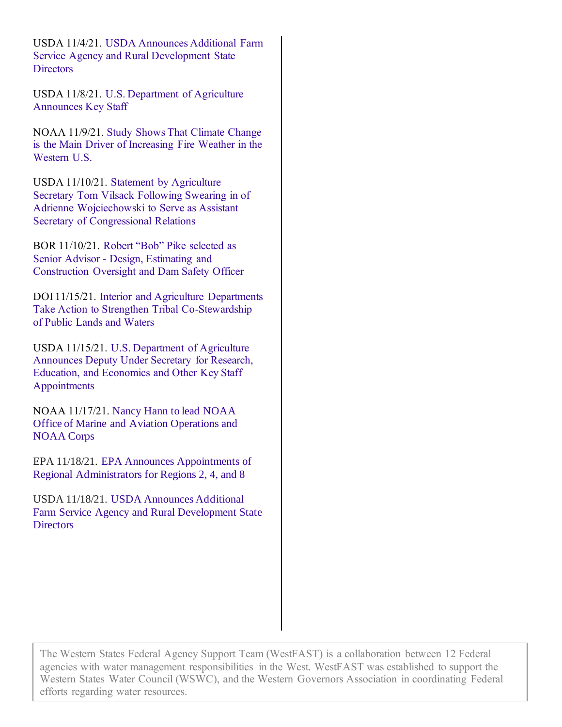USDA 11/4/21. USDA Announces Additional Farm Service Agency and Rural Development State Directors

USDA 11/8/21. U.S. Department of Agriculture Announces Key Staff

NOAA 11/9/21. Study Shows That Climate Change is the Main Driver of Increasing Fire Weather in the Western U.S.

USDA 11/10/21. Statement by Agriculture Secretary Tom Vilsack Following Swearing in of Adrienne Wojciechowski to Serve as Assistant Secretary of Congressional Relations

BOR 11/10/21. Robert "Bob" Pike selected as Senior Advisor - Design, Estimating and Construction Oversight and Dam Safety Officer

DOI 11/15/21. Interior and Agriculture Departments Take Action to Strengthen Tribal Co-Stewardship of Public Lands and Waters

USDA 11/15/21. U.S. Department of Agriculture Announces Deputy Under Secretary for Research, Education, and Economics and Other Key Staff Appointments

NOAA 11/17/21. Nancy Hann to lead NOAA Office of Marine and Aviation Operations and NOAA Corps

EPA 11/18/21. EPA Announces Appointments of Regional Administrators for Regions 2, 4, and 8

USDA 11/18/21. USDA Announces Additional Farm Service Agency and Rural Development State Directors

The Western States Federal Agency Support Team (WestFAST) is a collaboration between 12 Federal agencies with water management responsibilities in the West. WestFAST was established to support the Western States Water Council (WSWC), and the Western Governors Association in coordinating Federal efforts regarding water resources.